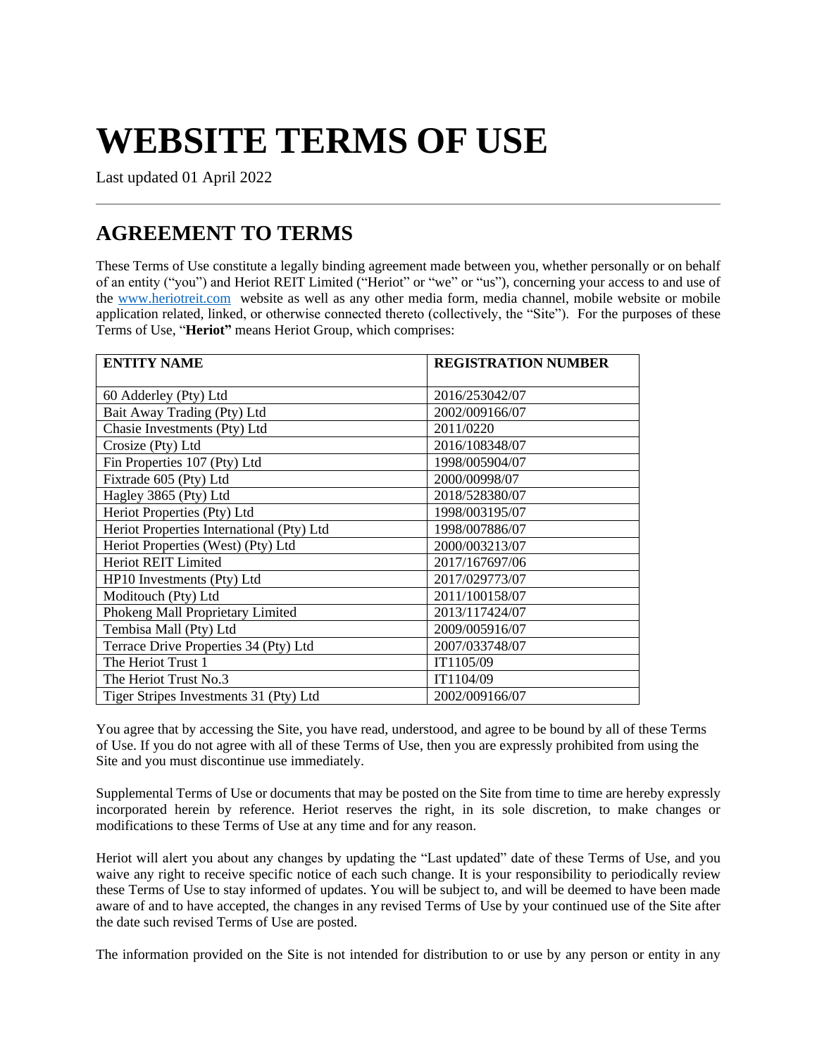# WEBSITE TERMS OF USE

Last updated 01 April 2022

---

## AGREEMENT TO TERMS

These Terms of Use constitute a legally binding agreement made between you, whether personally or on behalf of an entity ("you") and Heriot REIT Limited ("Heriot" or "we" or "us"), concerning your access to and use of the www.heriotreit.com website as well as any other media form, media channel, mobile website or mobile application related, linked, or otherwise connected thereto (collectively, the "Site"). For the purposes of these Terms of Use, "**Heriot"** means Heriot Group, which comprises:

| ENTITY NAME | REGISTRATION NUMBER |
|---|---|
| 60 Adderley (Pty) Ltd | 2016/253042/07 |
| Bait Away Trading (Pty) Ltd | 2002/009166/07 |
| Chasie Investments (Pty) Ltd | 2011/0220 |
| Crosize (Pty) Ltd | 2016/108348/07 |
| Fin Properties 107 (Pty) Ltd | 1998/005904/07 |
| Fixtrade 605 (Pty) Ltd | 2000/00998/07 |
| Hagley 3865 (Pty) Ltd | 2018/528380/07 |
| Heriot Properties (Pty) Ltd | 1998/003195/07 |
| Heriot Properties International (Pty) Ltd | 1998/007886/07 |
| Heriot Properties (West) (Pty) Ltd | 2000/003213/07 |
| Heriot REIT Limited | 2017/167697/06 |
| HP10 Investments (Pty) Ltd | 2017/029773/07 |
| Moditouch (Pty) Ltd | 2011/100158/07 |
| Phokeng Mall Proprietary Limited | 2013/117424/07 |
| Tembisa Mall (Pty) Ltd | 2009/005916/07 |
| Terrace Drive Properties 34 (Pty) Ltd | 2007/033748/07 |
| The Heriot Trust 1 | IT1105/09 |
| The Heriot Trust No.3 | IT1104/09 |
| Tiger Stripes Investments 31 (Pty) Ltd | 2002/009166/07 |

You agree that by accessing the Site, you have read, understood, and agree to be bound by all of these Terms of Use. If you do not agree with all of these Terms of Use, then you are expressly prohibited from using the Site and you must discontinue use immediately.

Supplemental Terms of Use or documents that may be posted on the Site from time to time are hereby expressly incorporated herein by reference. Heriot reserves the right, in its sole discretion, to make changes or modifications to these Terms of Use at any time and for any reason.

Heriot will alert you about any changes by updating the "Last updated" date of these Terms of Use, and you waive any right to receive specific notice of each such change. It is your responsibility to periodically review these Terms of Use to stay informed of updates. You will be subject to, and will be deemed to have been made aware of and to have accepted, the changes in any revised Terms of Use by your continued use of the Site after the date such revised Terms of Use are posted.

The information provided on the Site is not intended for distribution to or use by any person or entity in any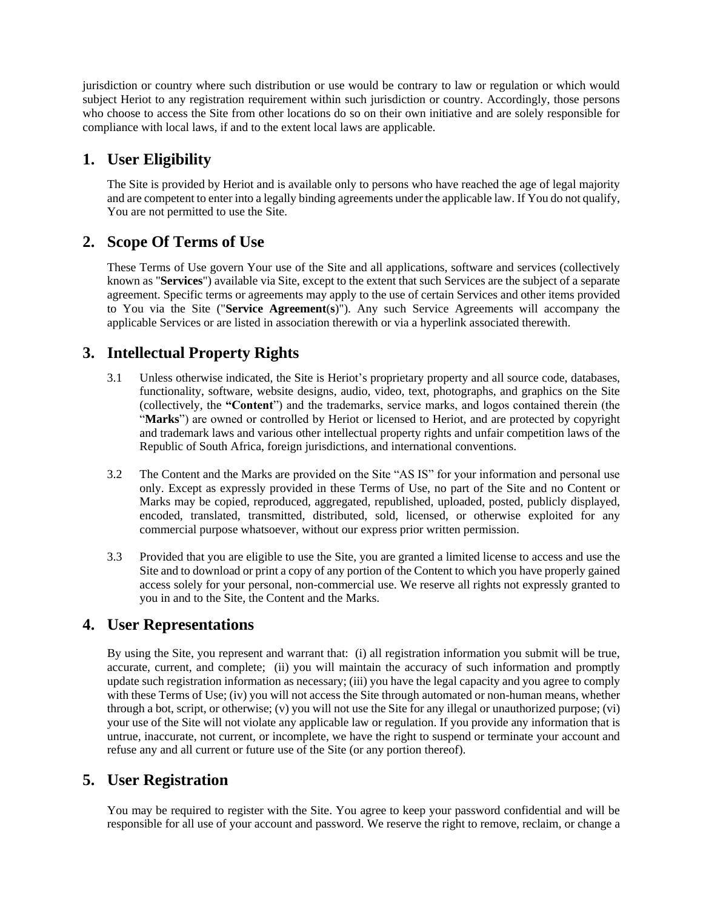jurisdiction or country where such distribution or use would be contrary to law or regulation or which would subject Heriot to any registration requirement within such jurisdiction or country. Accordingly, those persons who choose to access the Site from other locations do so on their own initiative and are solely responsible for compliance with local laws, if and to the extent local laws are applicable.

## 1. User Eligibility

The Site is provided by Heriot and is available only to persons who have reached the age of legal majority and are competent to enter into a legally binding agreements under the applicable law. If You do not qualify, You are not permitted to use the Site.

## 2. Scope Of Terms of Use

These Terms of Use govern Your use of the Site and all applications, software and services (collectively known as "**Services**") available via Site, except to the extent that such Services are the subject of a separate agreement. Specific terms or agreements may apply to the use of certain Services and other items provided to You via the Site ("**Service Agreement**(**s**)"). Any such Service Agreements will accompany the applicable Services or are listed in association therewith or via a hyperlink associated therewith.

## 3. Intellectual Property Rights

3.1 Unless otherwise indicated, the Site is Heriot's proprietary property and all source code, databases, functionality, software, website designs, audio, video, text, photographs, and graphics on the Site (collectively, the **"Content**") and the trademarks, service marks, and logos contained therein (the "**Marks**") are owned or controlled by Heriot or licensed to Heriot, and are protected by copyright and trademark laws and various other intellectual property rights and unfair competition laws of the Republic of South Africa, foreign jurisdictions, and international conventions.

3.2 The Content and the Marks are provided on the Site "AS IS" for your information and personal use only. Except as expressly provided in these Terms of Use, no part of the Site and no Content or Marks may be copied, reproduced, aggregated, republished, uploaded, posted, publicly displayed, encoded, translated, transmitted, distributed, sold, licensed, or otherwise exploited for any commercial purpose whatsoever, without our express prior written permission.

3.3 Provided that you are eligible to use the Site, you are granted a limited license to access and use the Site and to download or print a copy of any portion of the Content to which you have properly gained access solely for your personal, non-commercial use. We reserve all rights not expressly granted to you in and to the Site, the Content and the Marks.

## 4. User Representations

By using the Site, you represent and warrant that: (i) all registration information you submit will be true, accurate, current, and complete; (ii) you will maintain the accuracy of such information and promptly update such registration information as necessary; (iii) you have the legal capacity and you agree to comply with these Terms of Use; (iv) you will not access the Site through automated or non-human means, whether through a bot, script, or otherwise; (v) you will not use the Site for any illegal or unauthorized purpose; (vi) your use of the Site will not violate any applicable law or regulation. If you provide any information that is untrue, inaccurate, not current, or incomplete, we have the right to suspend or terminate your account and refuse any and all current or future use of the Site (or any portion thereof).

## 5. User Registration

You may be required to register with the Site. You agree to keep your password confidential and will be responsible for all use of your account and password. We reserve the right to remove, reclaim, or change a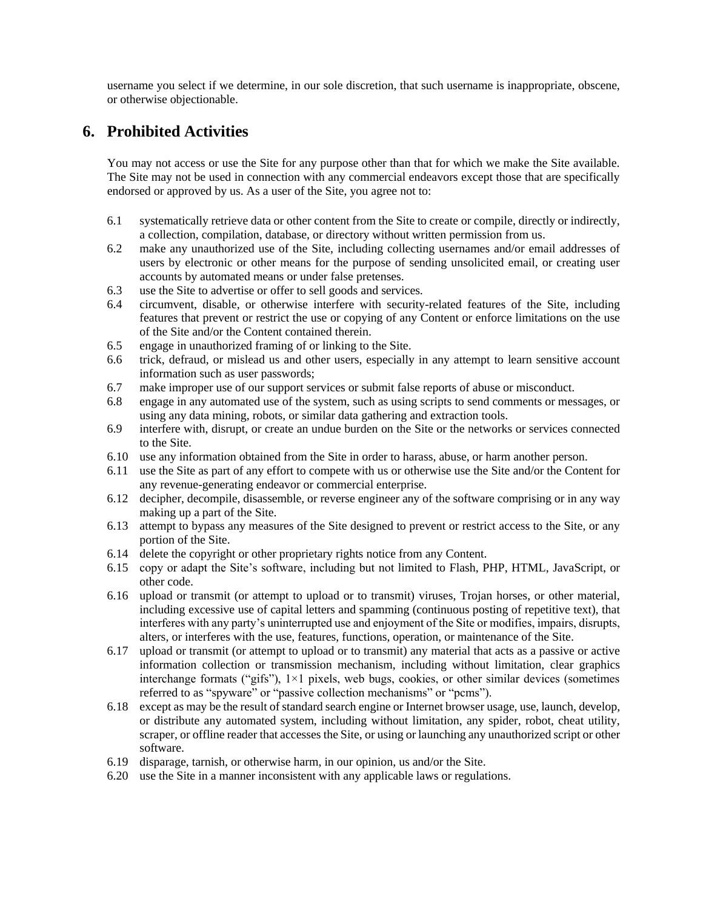username you select if we determine, in our sole discretion, that such username is inappropriate, obscene, or otherwise objectionable.

## 6. Prohibited Activities

You may not access or use the Site for any purpose other than that for which we make the Site available. The Site may not be used in connection with any commercial endeavors except those that are specifically endorsed or approved by us. As a user of the Site, you agree not to:

6.1 systematically retrieve data or other content from the Site to create or compile, directly or indirectly, a collection, compilation, database, or directory without written permission from us.

6.2 make any unauthorized use of the Site, including collecting usernames and/or email addresses of users by electronic or other means for the purpose of sending unsolicited email, or creating user accounts by automated means or under false pretenses.

6.3 use the Site to advertise or offer to sell goods and services.

6.4 circumvent, disable, or otherwise interfere with security-related features of the Site, including features that prevent or restrict the use or copying of any Content or enforce limitations on the use of the Site and/or the Content contained therein.

6.5 engage in unauthorized framing of or linking to the Site.

6.6 trick, defraud, or mislead us and other users, especially in any attempt to learn sensitive account information such as user passwords;

6.7 make improper use of our support services or submit false reports of abuse or misconduct.

6.8 engage in any automated use of the system, such as using scripts to send comments or messages, or using any data mining, robots, or similar data gathering and extraction tools.

6.9 interfere with, disrupt, or create an undue burden on the Site or the networks or services connected to the Site.

6.10 use any information obtained from the Site in order to harass, abuse, or harm another person.

6.11 use the Site as part of any effort to compete with us or otherwise use the Site and/or the Content for any revenue-generating endeavor or commercial enterprise.

6.12 decipher, decompile, disassemble, or reverse engineer any of the software comprising or in any way making up a part of the Site.

6.13 attempt to bypass any measures of the Site designed to prevent or restrict access to the Site, or any portion of the Site.

6.14 delete the copyright or other proprietary rights notice from any Content.

6.15 copy or adapt the Site's software, including but not limited to Flash, PHP, HTML, JavaScript, or other code.

6.16 upload or transmit (or attempt to upload or to transmit) viruses, Trojan horses, or other material, including excessive use of capital letters and spamming (continuous posting of repetitive text), that interferes with any party's uninterrupted use and enjoyment of the Site or modifies, impairs, disrupts, alters, or interferes with the use, features, functions, operation, or maintenance of the Site.

6.17 upload or transmit (or attempt to upload or to transmit) any material that acts as a passive or active information collection or transmission mechanism, including without limitation, clear graphics interchange formats ("gifs"), 1×1 pixels, web bugs, cookies, or other similar devices (sometimes referred to as "spyware" or "passive collection mechanisms" or "pcms").

6.18 except as may be the result of standard search engine or Internet browser usage, use, launch, develop, or distribute any automated system, including without limitation, any spider, robot, cheat utility, scraper, or offline reader that accesses the Site, or using or launching any unauthorized script or other software.

6.19 disparage, tarnish, or otherwise harm, in our opinion, us and/or the Site.

6.20 use the Site in a manner inconsistent with any applicable laws or regulations.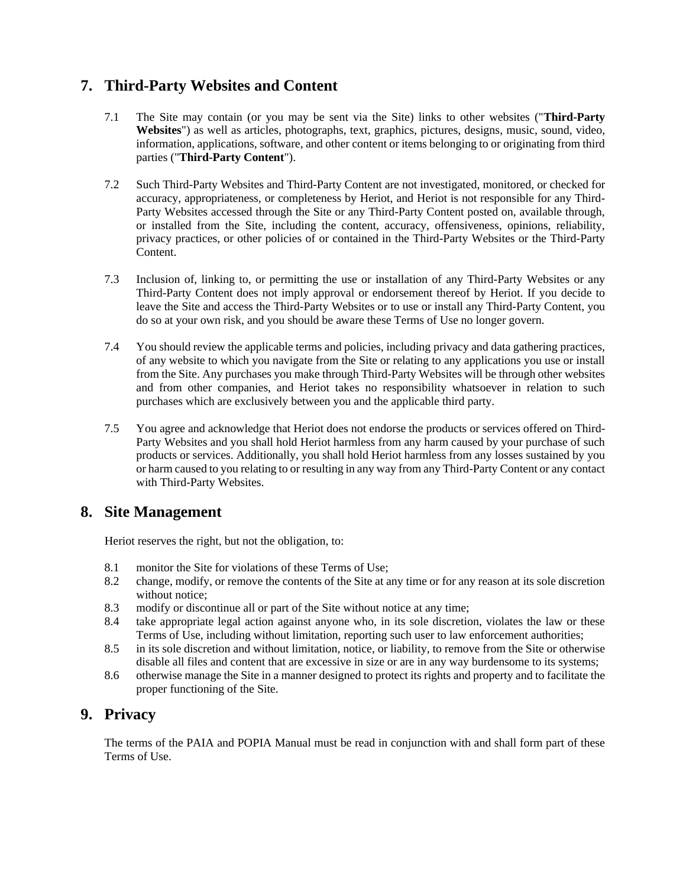## 7. Third-Party Websites and Content

7.1 The Site may contain (or you may be sent via the Site) links to other websites ("**Third-Party Websites**") as well as articles, photographs, text, graphics, pictures, designs, music, sound, video, information, applications, software, and other content or items belonging to or originating from third parties ("**Third-Party Content**").

7.2 Such Third-Party Websites and Third-Party Content are not investigated, monitored, or checked for accuracy, appropriateness, or completeness by Heriot, and Heriot is not responsible for any Third-Party Websites accessed through the Site or any Third-Party Content posted on, available through, or installed from the Site, including the content, accuracy, offensiveness, opinions, reliability, privacy practices, or other policies of or contained in the Third-Party Websites or the Third-Party Content.

7.3 Inclusion of, linking to, or permitting the use or installation of any Third-Party Websites or any Third-Party Content does not imply approval or endorsement thereof by Heriot. If you decide to leave the Site and access the Third-Party Websites or to use or install any Third-Party Content, you do so at your own risk, and you should be aware these Terms of Use no longer govern.

7.4 You should review the applicable terms and policies, including privacy and data gathering practices, of any website to which you navigate from the Site or relating to any applications you use or install from the Site. Any purchases you make through Third-Party Websites will be through other websites and from other companies, and Heriot takes no responsibility whatsoever in relation to such purchases which are exclusively between you and the applicable third party.

7.5 You agree and acknowledge that Heriot does not endorse the products or services offered on Third-Party Websites and you shall hold Heriot harmless from any harm caused by your purchase of such products or services. Additionally, you shall hold Heriot harmless from any losses sustained by you or harm caused to you relating to or resulting in any way from any Third-Party Content or any contact with Third-Party Websites.

## 8. Site Management

Heriot reserves the right, but not the obligation, to:

8.1 monitor the Site for violations of these Terms of Use;

8.2 change, modify, or remove the contents of the Site at any time or for any reason at its sole discretion without notice;

8.3 modify or discontinue all or part of the Site without notice at any time;

8.4 take appropriate legal action against anyone who, in its sole discretion, violates the law or these Terms of Use, including without limitation, reporting such user to law enforcement authorities;

8.5 in its sole discretion and without limitation, notice, or liability, to remove from the Site or otherwise disable all files and content that are excessive in size or are in any way burdensome to its systems;

8.6 otherwise manage the Site in a manner designed to protect its rights and property and to facilitate the proper functioning of the Site.

## 9. Privacy

The terms of the PAIA and POPIA Manual must be read in conjunction with and shall form part of these Terms of Use.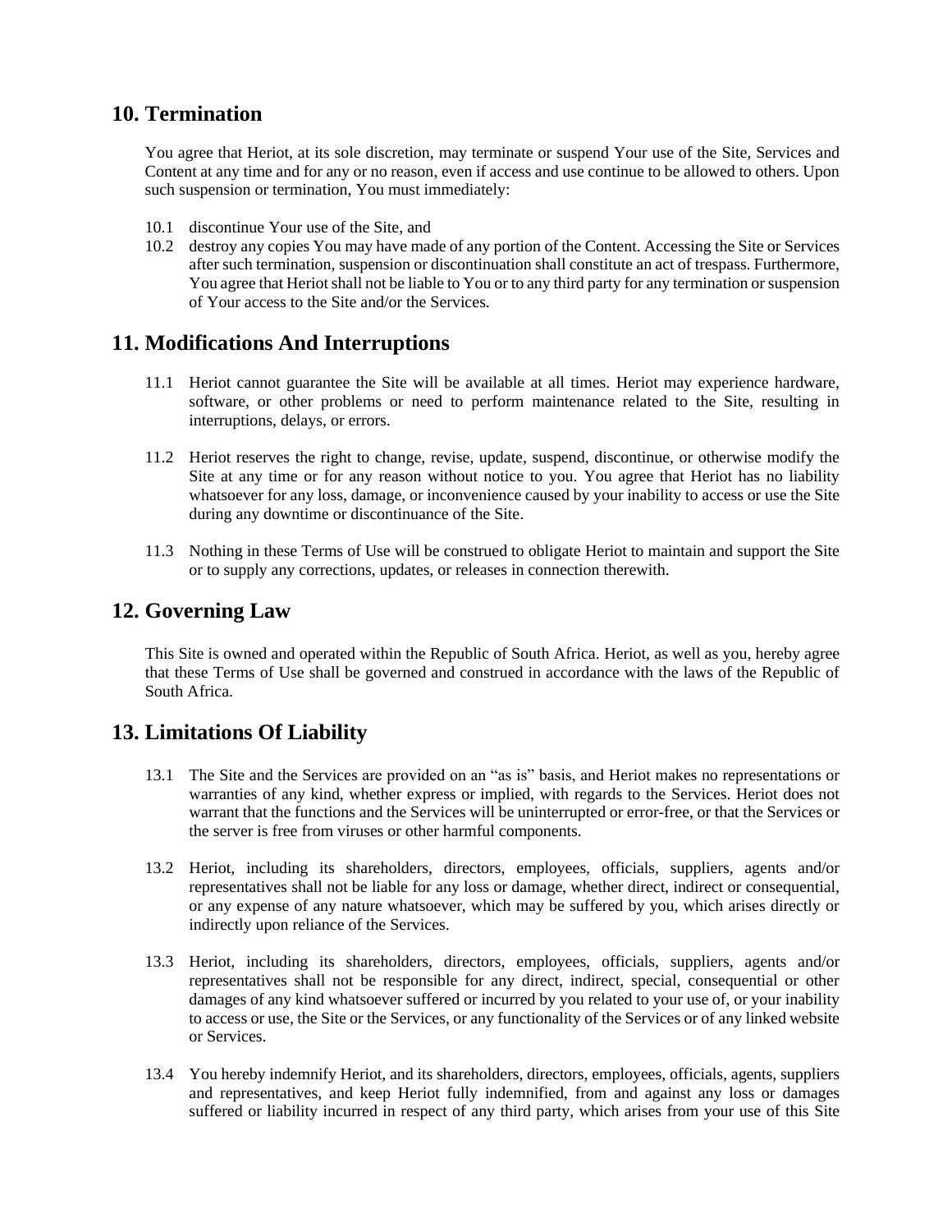## 10. Termination

You agree that Heriot, at its sole discretion, may terminate or suspend Your use of the Site, Services and Content at any time and for any or no reason, even if access and use continue to be allowed to others. Upon such suspension or termination, You must immediately:

10.1 discontinue Your use of the Site, and

10.2 destroy any copies You may have made of any portion of the Content. Accessing the Site or Services after such termination, suspension or discontinuation shall constitute an act of trespass. Furthermore, You agree that Heriot shall not be liable to You or to any third party for any termination or suspension of Your access to the Site and/or the Services.

## 11. Modifications And Interruptions

11.1 Heriot cannot guarantee the Site will be available at all times. Heriot may experience hardware, software, or other problems or need to perform maintenance related to the Site, resulting in interruptions, delays, or errors.

11.2 Heriot reserves the right to change, revise, update, suspend, discontinue, or otherwise modify the Site at any time or for any reason without notice to you. You agree that Heriot has no liability whatsoever for any loss, damage, or inconvenience caused by your inability to access or use the Site during any downtime or discontinuance of the Site.

11.3 Nothing in these Terms of Use will be construed to obligate Heriot to maintain and support the Site or to supply any corrections, updates, or releases in connection therewith.

## 12. Governing Law

This Site is owned and operated within the Republic of South Africa. Heriot, as well as you, hereby agree that these Terms of Use shall be governed and construed in accordance with the laws of the Republic of South Africa.

## 13. Limitations Of Liability

13.1 The Site and the Services are provided on an “as is” basis, and Heriot makes no representations or warranties of any kind, whether express or implied, with regards to the Services. Heriot does not warrant that the functions and the Services will be uninterrupted or error-free, or that the Services or the server is free from viruses or other harmful components.

13.2 Heriot, including its shareholders, directors, employees, officials, suppliers, agents and/or representatives shall not be liable for any loss or damage, whether direct, indirect or consequential, or any expense of any nature whatsoever, which may be suffered by you, which arises directly or indirectly upon reliance of the Services.

13.3 Heriot, including its shareholders, directors, employees, officials, suppliers, agents and/or representatives shall not be responsible for any direct, indirect, special, consequential or other damages of any kind whatsoever suffered or incurred by you related to your use of, or your inability to access or use, the Site or the Services, or any functionality of the Services or of any linked website or Services.

13.4 You hereby indemnify Heriot, and its shareholders, directors, employees, officials, agents, suppliers and representatives, and keep Heriot fully indemnified, from and against any loss or damages suffered or liability incurred in respect of any third party, which arises from your use of this Site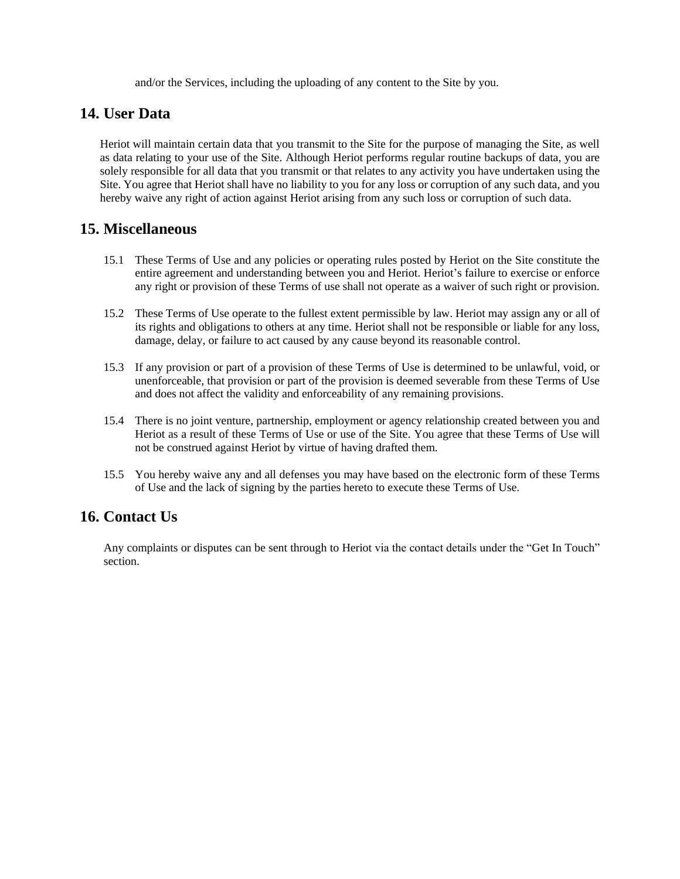and/or the Services, including the uploading of any content to the Site by you.

## 14. User Data

Heriot will maintain certain data that you transmit to the Site for the purpose of managing the Site, as well as data relating to your use of the Site. Although Heriot performs regular routine backups of data, you are solely responsible for all data that you transmit or that relates to any activity you have undertaken using the Site. You agree that Heriot shall have no liability to you for any loss or corruption of any such data, and you hereby waive any right of action against Heriot arising from any such loss or corruption of such data.

## 15. Miscellaneous

15.1 These Terms of Use and any policies or operating rules posted by Heriot on the Site constitute the entire agreement and understanding between you and Heriot. Heriot's failure to exercise or enforce any right or provision of these Terms of use shall not operate as a waiver of such right or provision.

15.2 These Terms of Use operate to the fullest extent permissible by law. Heriot may assign any or all of its rights and obligations to others at any time. Heriot shall not be responsible or liable for any loss, damage, delay, or failure to act caused by any cause beyond its reasonable control.

15.3 If any provision or part of a provision of these Terms of Use is determined to be unlawful, void, or unenforceable, that provision or part of the provision is deemed severable from these Terms of Use and does not affect the validity and enforceability of any remaining provisions.

15.4 There is no joint venture, partnership, employment or agency relationship created between you and Heriot as a result of these Terms of Use or use of the Site. You agree that these Terms of Use will not be construed against Heriot by virtue of having drafted them.

15.5 You hereby waive any and all defenses you may have based on the electronic form of these Terms of Use and the lack of signing by the parties hereto to execute these Terms of Use.

## 16. Contact Us

Any complaints or disputes can be sent through to Heriot via the contact details under the "Get In Touch" section.